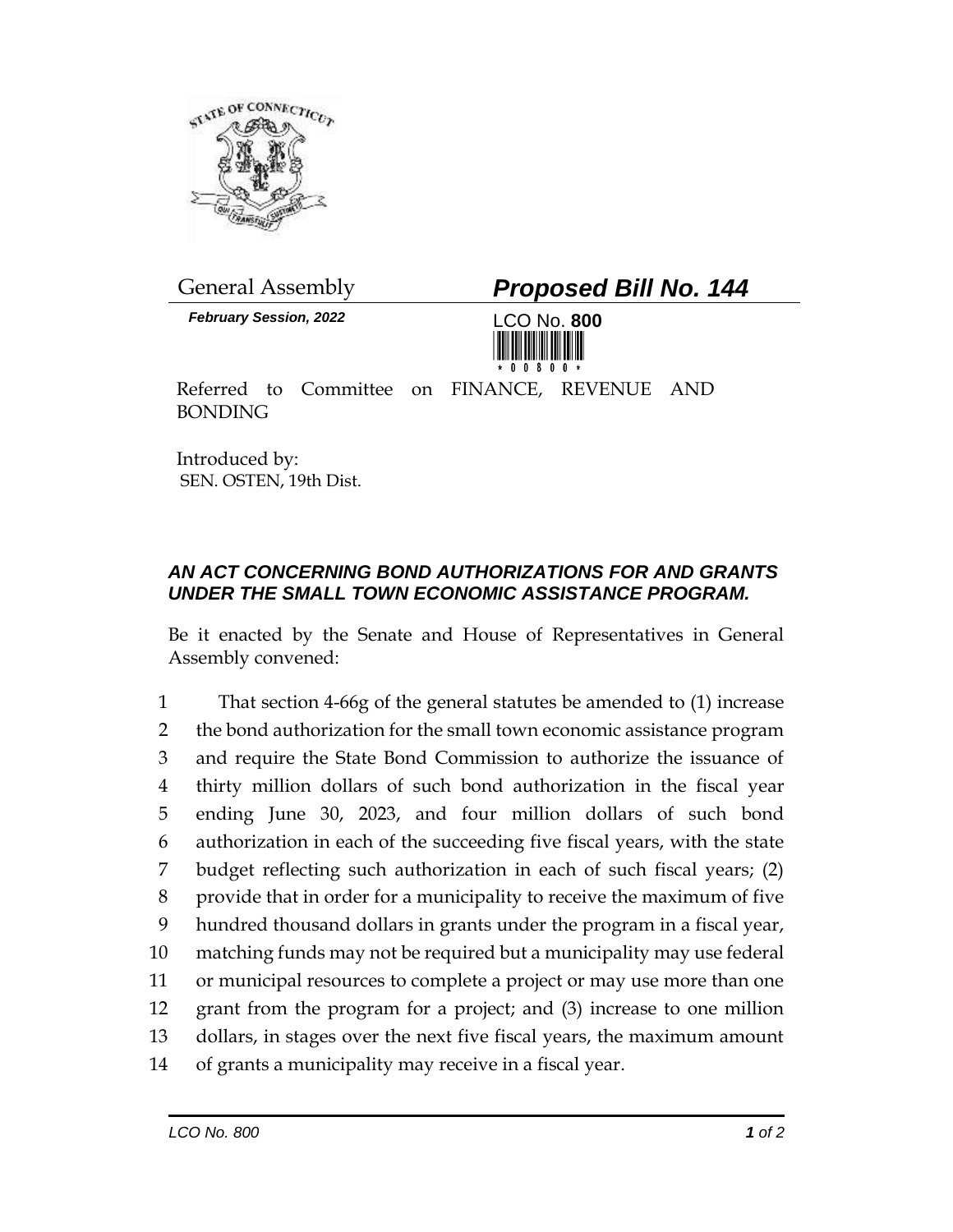General Assembly

***February Session, 2022***

# *Proposed Bill No. 144*

LCO No. **800**

Referred to Committee on FINANCE, REVENUE AND BONDING

Introduced by:
SEN. OSTEN, 19th Dist.

### *AN ACT CONCERNING BOND AUTHORIZATIONS FOR AND GRANTS UNDER THE SMALL TOWN ECONOMIC ASSISTANCE PROGRAM.*

Be it enacted by the Senate and House of Representatives in General Assembly convened:

1 That section 4-66g of the general statutes be amended to (1) increase
2 the bond authorization for the small town economic assistance program
3 and require the State Bond Commission to authorize the issuance of
4 thirty million dollars of such bond authorization in the fiscal year
5 ending June 30, 2023, and four million dollars of such bond
6 authorization in each of the succeeding five fiscal years, with the state
7 budget reflecting such authorization in each of such fiscal years; (2)
8 provide that in order for a municipality to receive the maximum of five
9 hundred thousand dollars in grants under the program in a fiscal year,
10 matching funds may not be required but a municipality may use federal
11 or municipal resources to complete a project or may use more than one
12 grant from the program for a project; and (3) increase to one million
13 dollars, in stages over the next five fiscal years, the maximum amount
14 of grants a municipality may receive in a fiscal year.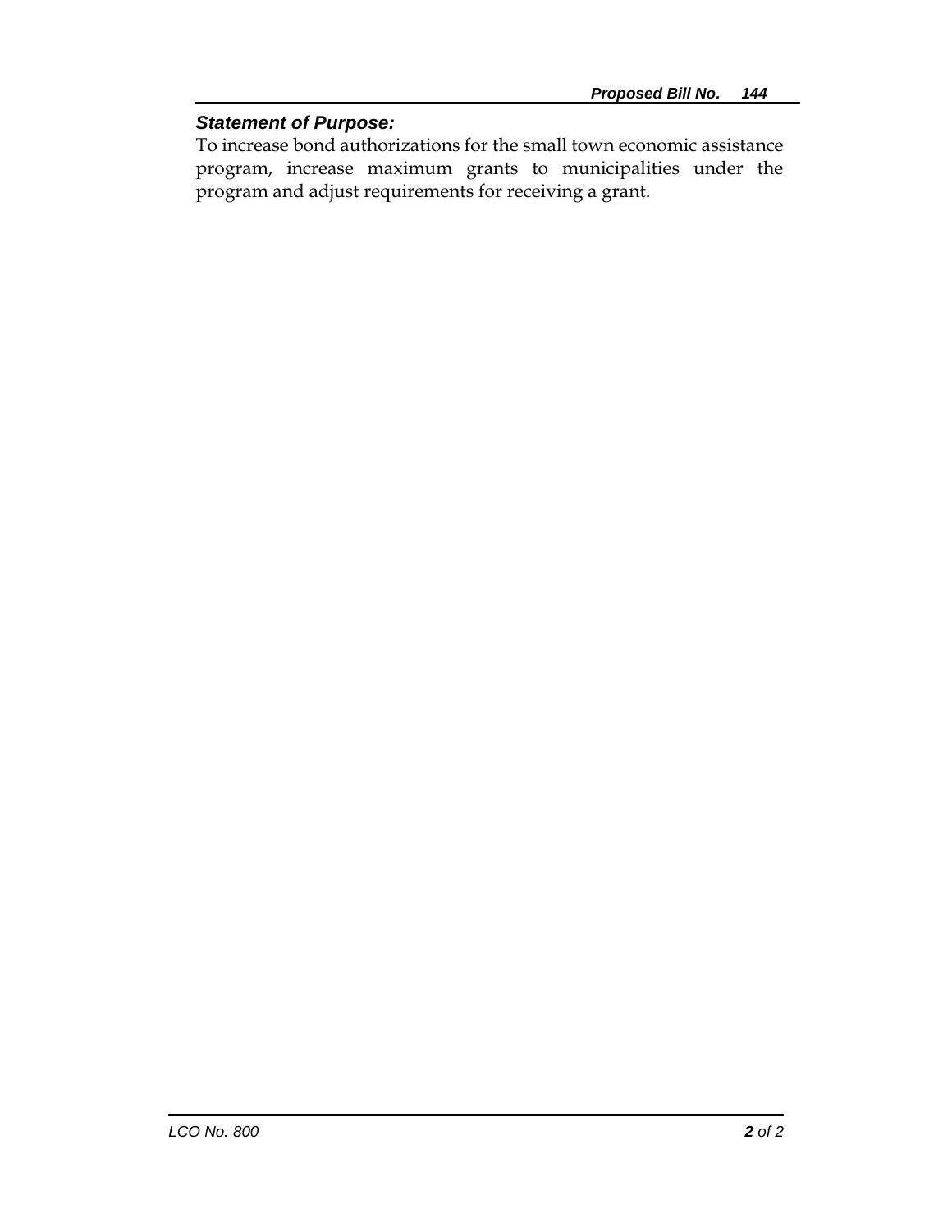***Statement of Purpose:***

To increase bond authorizations for the small town economic assistance program, increase maximum grants to municipalities under the program and adjust requirements for receiving a grant.